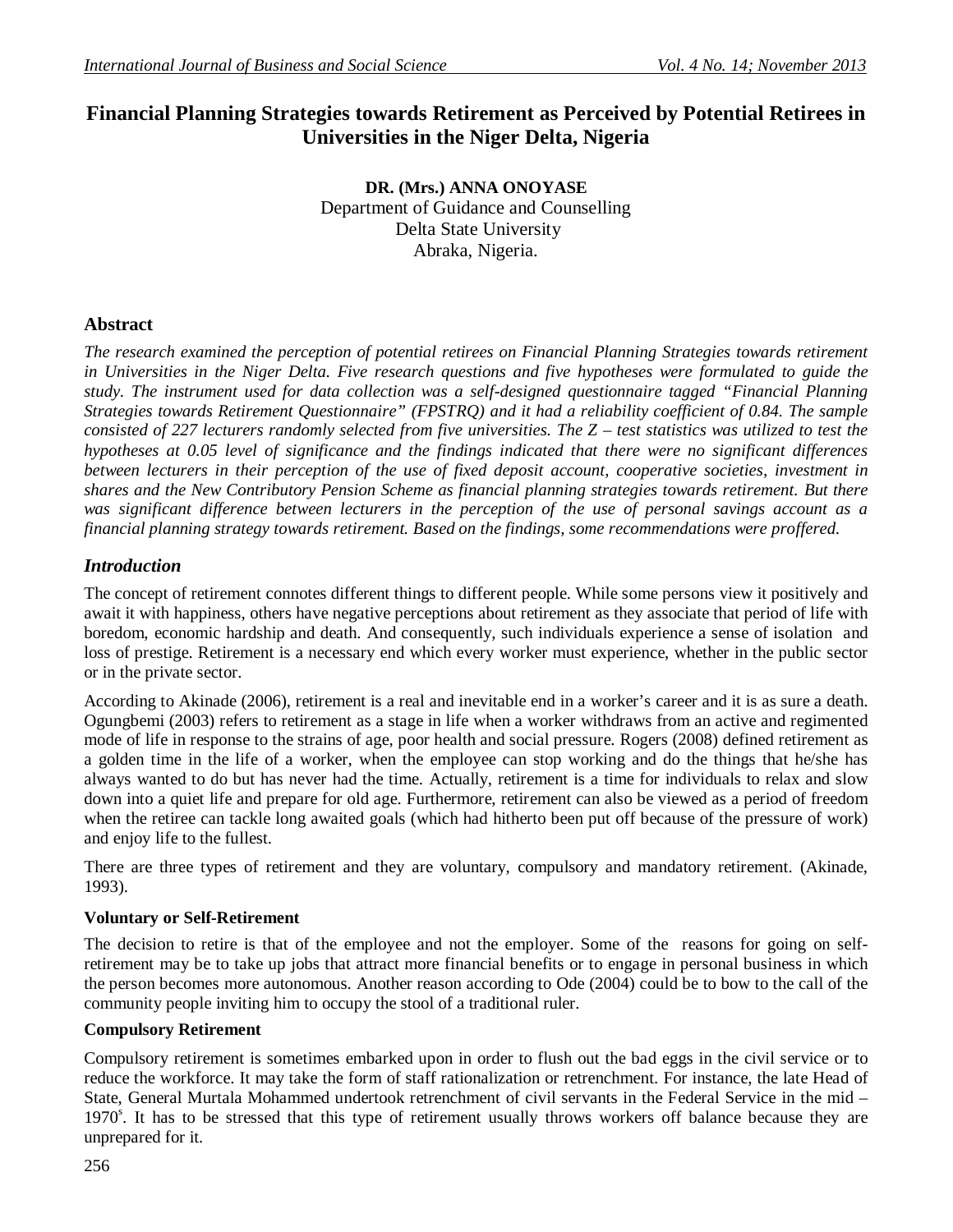# Financial Planning Strategies towards Retirement as Perceived by Potential Retirees in Universities in the Niger Delta, Nigeria

**DR. (Mrs.) ANNA ONOYASE**
Department of Guidance and Counselling
Delta State University
Abraka, Nigeria.

## Abstract

*The research examined the perception of potential retirees on Financial Planning Strategies towards retirement in Universities in the Niger Delta. Five research questions and five hypotheses were formulated to guide the study. The instrument used for data collection was a self-designed questionnaire tagged "Financial Planning Strategies towards Retirement Questionnaire" (FPSTRQ) and it had a reliability coefficient of 0.84. The sample consisted of 227 lecturers randomly selected from five universities. The Z – test statistics was utilized to test the hypotheses at 0.05 level of significance and the findings indicated that there were no significant differences between lecturers in their perception of the use of fixed deposit account, cooperative societies, investment in shares and the New Contributory Pension Scheme as financial planning strategies towards retirement. But there was significant difference between lecturers in the perception of the use of personal savings account as a financial planning strategy towards retirement. Based on the findings, some recommendations were proffered.*

## *Introduction*

The concept of retirement connotes different things to different people. While some persons view it positively and await it with happiness, others have negative perceptions about retirement as they associate that period of life with boredom, economic hardship and death. And consequently, such individuals experience a sense of isolation and loss of prestige. Retirement is a necessary end which every worker must experience, whether in the public sector or in the private sector.

According to Akinade (2006), retirement is a real and inevitable end in a worker's career and it is as sure a death. Ogungbemi (2003) refers to retirement as a stage in life when a worker withdraws from an active and regimented mode of life in response to the strains of age, poor health and social pressure. Rogers (2008) defined retirement as a golden time in the life of a worker, when the employee can stop working and do the things that he/she has always wanted to do but has never had the time. Actually, retirement is a time for individuals to relax and slow down into a quiet life and prepare for old age. Furthermore, retirement can also be viewed as a period of freedom when the retiree can tackle long awaited goals (which had hitherto been put off because of the pressure of work) and enjoy life to the fullest.

There are three types of retirement and they are voluntary, compulsory and mandatory retirement. (Akinade, 1993).

### Voluntary or Self-Retirement

The decision to retire is that of the employee and not the employer. Some of the reasons for going on self-retirement may be to take up jobs that attract more financial benefits or to engage in personal business in which the person becomes more autonomous. Another reason according to Ode (2004) could be to bow to the call of the community people inviting him to occupy the stool of a traditional ruler.

### Compulsory Retirement

Compulsory retirement is sometimes embarked upon in order to flush out the bad eggs in the civil service or to reduce the workforce. It may take the form of staff rationalization or retrenchment. For instance, the late Head of State, General Murtala Mohammed undertook retrenchment of civil servants in the Federal Service in the mid – 1970's. It has to be stressed that this type of retirement usually throws workers off balance because they are unprepared for it.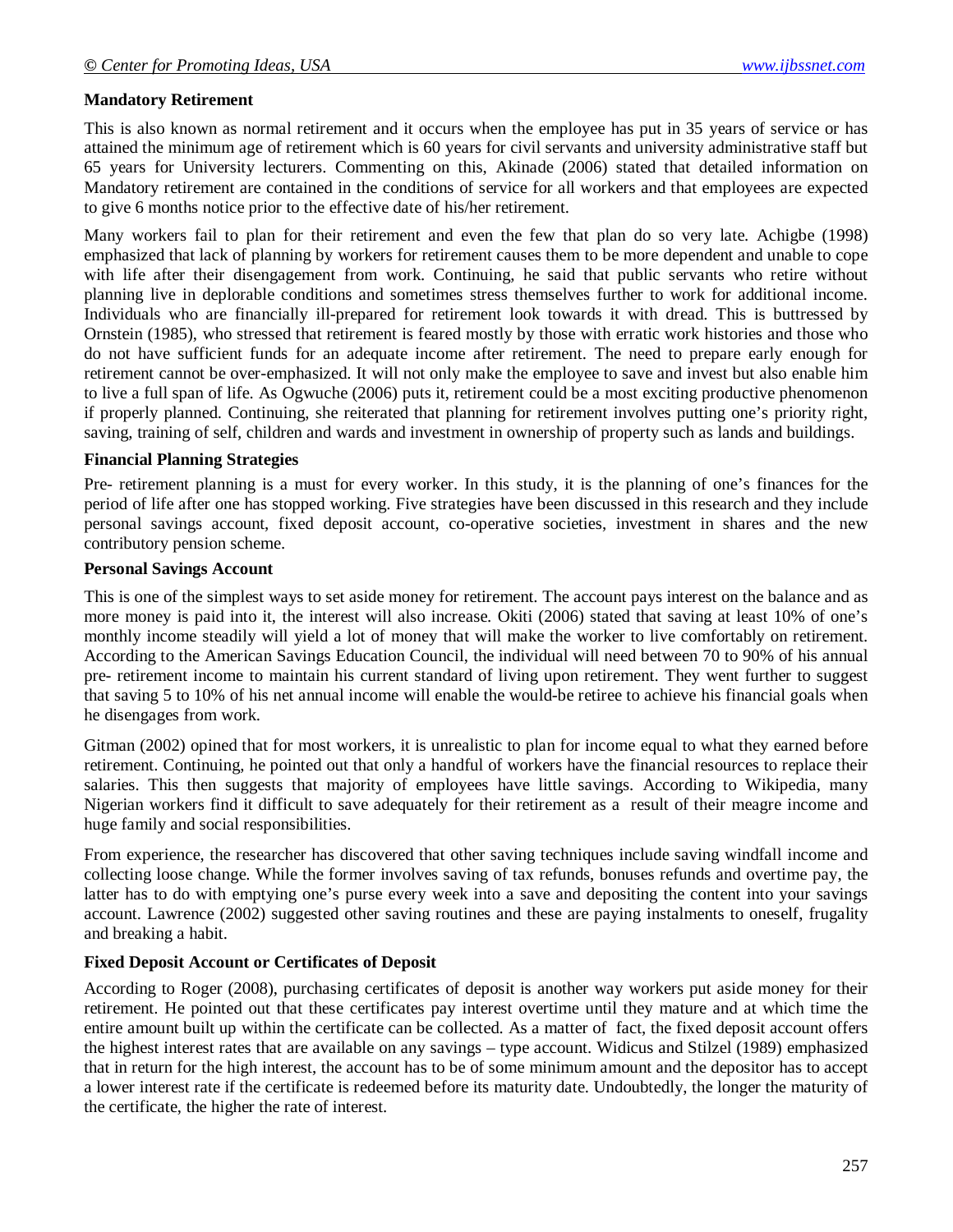**Mandatory Retirement**

This is also known as normal retirement and it occurs when the employee has put in 35 years of service or has attained the minimum age of retirement which is 60 years for civil servants and university administrative staff but 65 years for University lecturers. Commenting on this, Akinade (2006) stated that detailed information on Mandatory retirement are contained in the conditions of service for all workers and that employees are expected to give 6 months notice prior to the effective date of his/her retirement.

Many workers fail to plan for their retirement and even the few that plan do so very late. Achigbe (1998) emphasized that lack of planning by workers for retirement causes them to be more dependent and unable to cope with life after their disengagement from work. Continuing, he said that public servants who retire without planning live in deplorable conditions and sometimes stress themselves further to work for additional income. Individuals who are financially ill-prepared for retirement look towards it with dread. This is buttressed by Ornstein (1985), who stressed that retirement is feared mostly by those with erratic work histories and those who do not have sufficient funds for an adequate income after retirement. The need to prepare early enough for retirement cannot be over-emphasized. It will not only make the employee to save and invest but also enable him to live a full span of life. As Ogwuche (2006) puts it, retirement could be a most exciting productive phenomenon if properly planned. Continuing, she reiterated that planning for retirement involves putting one's priority right, saving, training of self, children and wards and investment in ownership of property such as lands and buildings.

**Financial Planning Strategies**

Pre- retirement planning is a must for every worker. In this study, it is the planning of one's finances for the period of life after one has stopped working. Five strategies have been discussed in this research and they include personal savings account, fixed deposit account, co-operative societies, investment in shares and the new contributory pension scheme.

**Personal Savings Account**

This is one of the simplest ways to set aside money for retirement. The account pays interest on the balance and as more money is paid into it, the interest will also increase. Okiti (2006) stated that saving at least 10% of one's monthly income steadily will yield a lot of money that will make the worker to live comfortably on retirement. According to the American Savings Education Council, the individual will need between 70 to 90% of his annual pre- retirement income to maintain his current standard of living upon retirement. They went further to suggest that saving 5 to 10% of his net annual income will enable the would-be retiree to achieve his financial goals when he disengages from work.

Gitman (2002) opined that for most workers, it is unrealistic to plan for income equal to what they earned before retirement. Continuing, he pointed out that only a handful of workers have the financial resources to replace their salaries. This then suggests that majority of employees have little savings. According to Wikipedia, many Nigerian workers find it difficult to save adequately for their retirement as a result of their meagre income and huge family and social responsibilities.

From experience, the researcher has discovered that other saving techniques include saving windfall income and collecting loose change. While the former involves saving of tax refunds, bonuses refunds and overtime pay, the latter has to do with emptying one's purse every week into a save and depositing the content into your savings account. Lawrence (2002) suggested other saving routines and these are paying instalments to oneself, frugality and breaking a habit.

**Fixed Deposit Account or Certificates of Deposit**

According to Roger (2008), purchasing certificates of deposit is another way workers put aside money for their retirement. He pointed out that these certificates pay interest overtime until they mature and at which time the entire amount built up within the certificate can be collected. As a matter of fact, the fixed deposit account offers the highest interest rates that are available on any savings – type account. Widicus and Stilzel (1989) emphasized that in return for the high interest, the account has to be of some minimum amount and the depositor has to accept a lower interest rate if the certificate is redeemed before its maturity date. Undoubtedly, the longer the maturity of the certificate, the higher the rate of interest.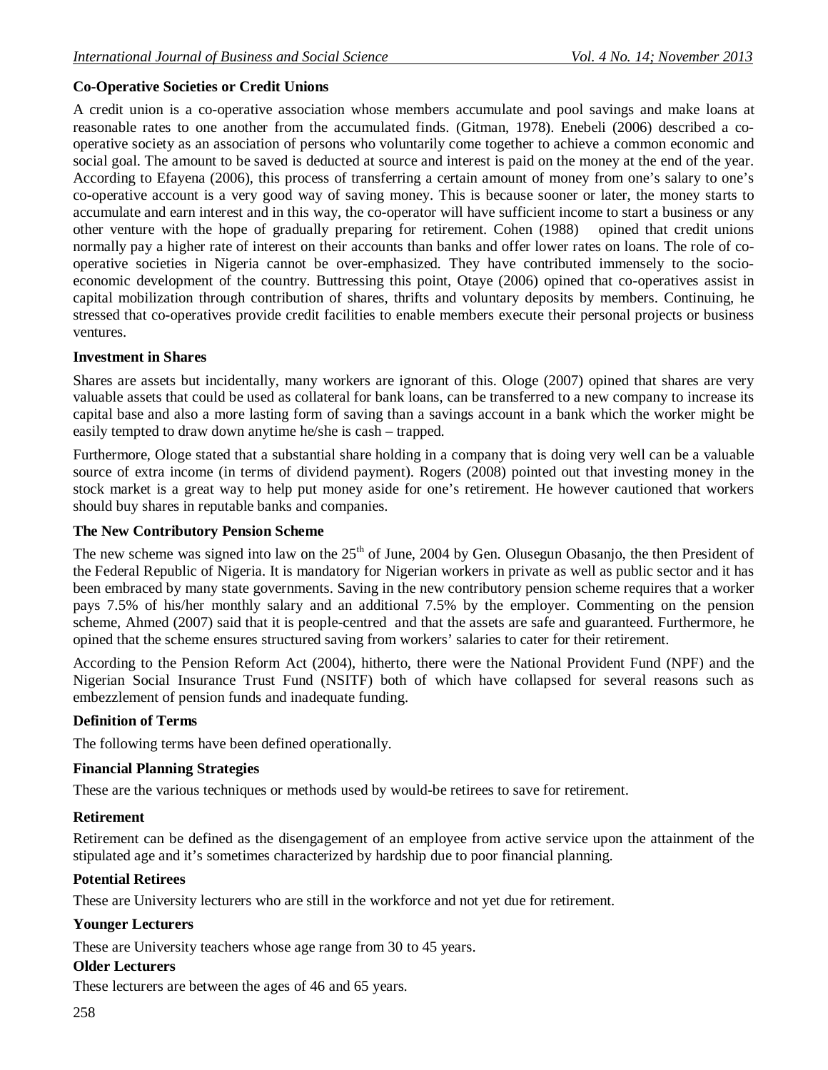### Co-Operative Societies or Credit Unions

A credit union is a co-operative association whose members accumulate and pool savings and make loans at reasonable rates to one another from the accumulated finds. (Gitman, 1978). Enebeli (2006) described a co-operative society as an association of persons who voluntarily come together to achieve a common economic and social goal. The amount to be saved is deducted at source and interest is paid on the money at the end of the year. According to Efayena (2006), this process of transferring a certain amount of money from one's salary to one's co-operative account is a very good way of saving money. This is because sooner or later, the money starts to accumulate and earn interest and in this way, the co-operator will have sufficient income to start a business or any other venture with the hope of gradually preparing for retirement. Cohen (1988) opined that credit unions normally pay a higher rate of interest on their accounts than banks and offer lower rates on loans. The role of co-operative societies in Nigeria cannot be over-emphasized. They have contributed immensely to the socio-economic development of the country. Buttressing this point, Otaye (2006) opined that co-operatives assist in capital mobilization through contribution of shares, thrifts and voluntary deposits by members. Continuing, he stressed that co-operatives provide credit facilities to enable members execute their personal projects or business ventures.

### Investment in Shares

Shares are assets but incidentally, many workers are ignorant of this. Ologe (2007) opined that shares are very valuable assets that could be used as collateral for bank loans, can be transferred to a new company to increase its capital base and also a more lasting form of saving than a savings account in a bank which the worker might be easily tempted to draw down anytime he/she is cash – trapped.

Furthermore, Ologe stated that a substantial share holding in a company that is doing very well can be a valuable source of extra income (in terms of dividend payment). Rogers (2008) pointed out that investing money in the stock market is a great way to help put money aside for one's retirement. He however cautioned that workers should buy shares in reputable banks and companies.

### The New Contributory Pension Scheme

The new scheme was signed into law on the 25th of June, 2004 by Gen. Olusegun Obasanjo, the then President of the Federal Republic of Nigeria. It is mandatory for Nigerian workers in private as well as public sector and it has been embraced by many state governments. Saving in the new contributory pension scheme requires that a worker pays 7.5% of his/her monthly salary and an additional 7.5% by the employer. Commenting on the pension scheme, Ahmed (2007) said that it is people-centred and that the assets are safe and guaranteed. Furthermore, he opined that the scheme ensures structured saving from workers' salaries to cater for their retirement.

According to the Pension Reform Act (2004), hitherto, there were the National Provident Fund (NPF) and the Nigerian Social Insurance Trust Fund (NSITF) both of which have collapsed for several reasons such as embezzlement of pension funds and inadequate funding.

### Definition of Terms

The following terms have been defined operationally.

#### Financial Planning Strategies

These are the various techniques or methods used by would-be retirees to save for retirement.

#### Retirement

Retirement can be defined as the disengagement of an employee from active service upon the attainment of the stipulated age and it's sometimes characterized by hardship due to poor financial planning.

#### Potential Retirees

These are University lecturers who are still in the workforce and not yet due for retirement.

#### Younger Lecturers

These are University teachers whose age range from 30 to 45 years.

#### Older Lecturers

These lecturers are between the ages of 46 and 65 years.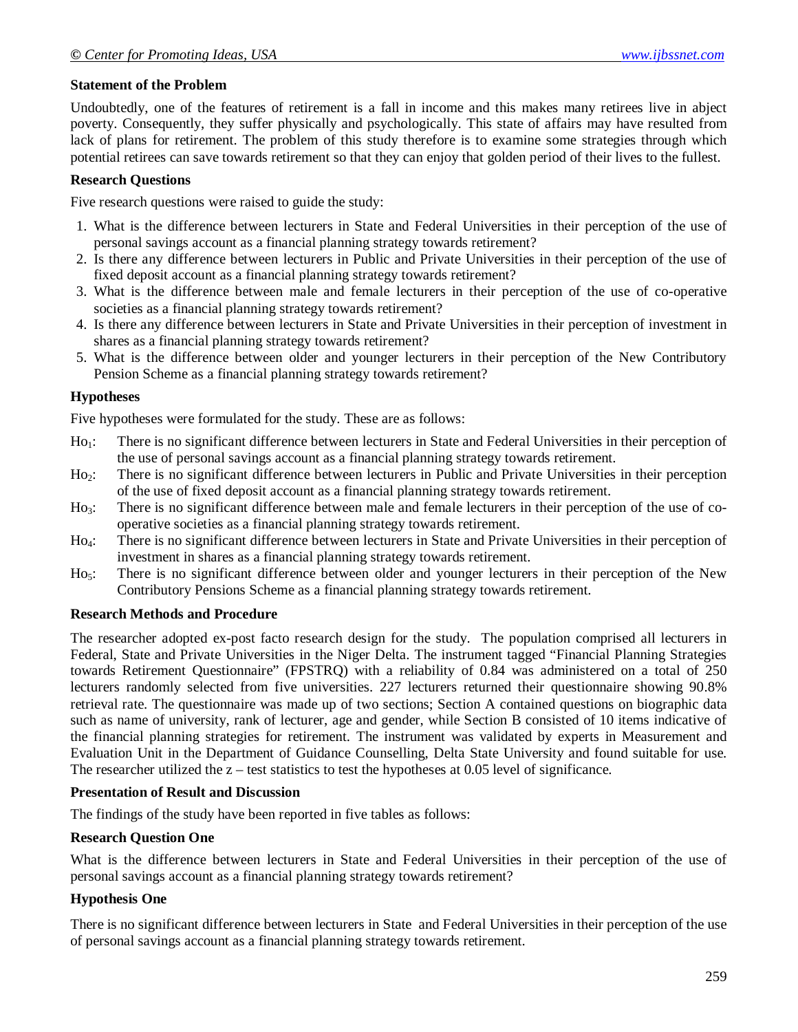**Statement of the Problem**

Undoubtedly, one of the features of retirement is a fall in income and this makes many retirees live in abject poverty. Consequently, they suffer physically and psychologically. This state of affairs may have resulted from lack of plans for retirement. The problem of this study therefore is to examine some strategies through which potential retirees can save towards retirement so that they can enjoy that golden period of their lives to the fullest.

**Research Questions**

Five research questions were raised to guide the study:

1. What is the difference between lecturers in State and Federal Universities in their perception of the use of personal savings account as a financial planning strategy towards retirement?
2. Is there any difference between lecturers in Public and Private Universities in their perception of the use of fixed deposit account as a financial planning strategy towards retirement?
3. What is the difference between male and female lecturers in their perception of the use of co-operative societies as a financial planning strategy towards retirement?
4. Is there any difference between lecturers in State and Private Universities in their perception of investment in shares as a financial planning strategy towards retirement?
5. What is the difference between older and younger lecturers in their perception of the New Contributory Pension Scheme as a financial planning strategy towards retirement?

**Hypotheses**

Five hypotheses were formulated for the study. These are as follows:

$Ho_1$: There is no significant difference between lecturers in State and Federal Universities in their perception of the use of personal savings account as a financial planning strategy towards retirement.

$Ho_2$: There is no significant difference between lecturers in Public and Private Universities in their perception of the use of fixed deposit account as a financial planning strategy towards retirement.

$Ho_3$: There is no significant difference between male and female lecturers in their perception of the use of co-operative societies as a financial planning strategy towards retirement.

$Ho_4$: There is no significant difference between lecturers in State and Private Universities in their perception of investment in shares as a financial planning strategy towards retirement.

$Ho_5$: There is no significant difference between older and younger lecturers in their perception of the New Contributory Pensions Scheme as a financial planning strategy towards retirement.

**Research Methods and Procedure**

The researcher adopted ex-post facto research design for the study. The population comprised all lecturers in Federal, State and Private Universities in the Niger Delta. The instrument tagged "Financial Planning Strategies towards Retirement Questionnaire" (FPSTRQ) with a reliability of 0.84 was administered on a total of 250 lecturers randomly selected from five universities. 227 lecturers returned their questionnaire showing 90.8% retrieval rate. The questionnaire was made up of two sections; Section A contained questions on biographic data such as name of university, rank of lecturer, age and gender, while Section B consisted of 10 items indicative of the financial planning strategies for retirement. The instrument was validated by experts in Measurement and Evaluation Unit in the Department of Guidance Counselling, Delta State University and found suitable for use. The researcher utilized the z – test statistics to test the hypotheses at 0.05 level of significance.

**Presentation of Result and Discussion**

The findings of the study have been reported in five tables as follows:

**Research Question One**

What is the difference between lecturers in State and Federal Universities in their perception of the use of personal savings account as a financial planning strategy towards retirement?

**Hypothesis One**

There is no significant difference between lecturers in State and Federal Universities in their perception of the use of personal savings account as a financial planning strategy towards retirement.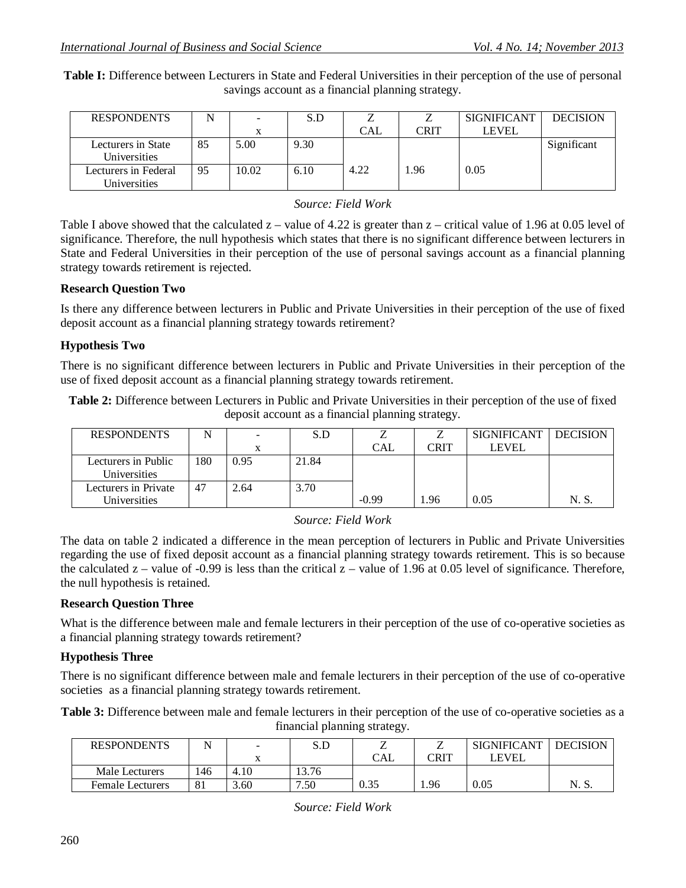**Table I:** Difference between Lecturers in State and Federal Universities in their perception of the use of personal savings account as a financial planning strategy.

| RESPONDENTS | N | $\bar{x}$ | S.D | Z CAL | Z CRIT | SIGNIFICANT LEVEL | DECISION |
|---|---|---|---|---|---|---|---|
| Lecturers in State Universities | 85 | 5.00 | 9.30 | | | | Significant |
| Lecturers in Federal Universities | 95 | 10.02 | 6.10 | 4.22 | 1.96 | 0.05 | |

*Source: Field Work*

Table I above showed that the calculated z – value of 4.22 is greater than z – critical value of 1.96 at 0.05 level of significance. Therefore, the null hypothesis which states that there is no significant difference between lecturers in State and Federal Universities in their perception of the use of personal savings account as a financial planning strategy towards retirement is rejected.

**Research Question Two**

Is there any difference between lecturers in Public and Private Universities in their perception of the use of fixed deposit account as a financial planning strategy towards retirement?

**Hypothesis Two**

There is no significant difference between lecturers in Public and Private Universities in their perception of the use of fixed deposit account as a financial planning strategy towards retirement.

**Table 2:** Difference between Lecturers in Public and Private Universities in their perception of the use of fixed deposit account as a financial planning strategy.

| RESPONDENTS | N | $\bar{x}$ | S.D | Z CAL | Z CRIT | SIGNIFICANT LEVEL | DECISION |
|---|---|---|---|---|---|---|---|
| Lecturers in Public Universities | 180 | 0.95 | 21.84 | | | | |
| Lecturers in Private Universities | 47 | 2.64 | 3.70 | -0.99 | 1.96 | 0.05 | N. S. |

*Source: Field Work*

The data on table 2 indicated a difference in the mean perception of lecturers in Public and Private Universities regarding the use of fixed deposit account as a financial planning strategy towards retirement. This is so because the calculated z – value of -0.99 is less than the critical z – value of 1.96 at 0.05 level of significance. Therefore, the null hypothesis is retained.

**Research Question Three**

What is the difference between male and female lecturers in their perception of the use of co-operative societies as a financial planning strategy towards retirement?

**Hypothesis Three**

There is no significant difference between male and female lecturers in their perception of the use of co-operative societies as a financial planning strategy towards retirement.

**Table 3:** Difference between male and female lecturers in their perception of the use of co-operative societies as a financial planning strategy.

| RESPONDENTS | N | $\bar{x}$ | S.D | Z CAL | Z CRIT | SIGNIFICANT LEVEL | DECISION |
|---|---|---|---|---|---|---|---|
| Male Lecturers | 146 | 4.10 | 13.76 | | | | |
| Female Lecturers | 81 | 3.60 | 7.50 | 0.35 | 1.96 | 0.05 | N. S. |

*Source: Field Work*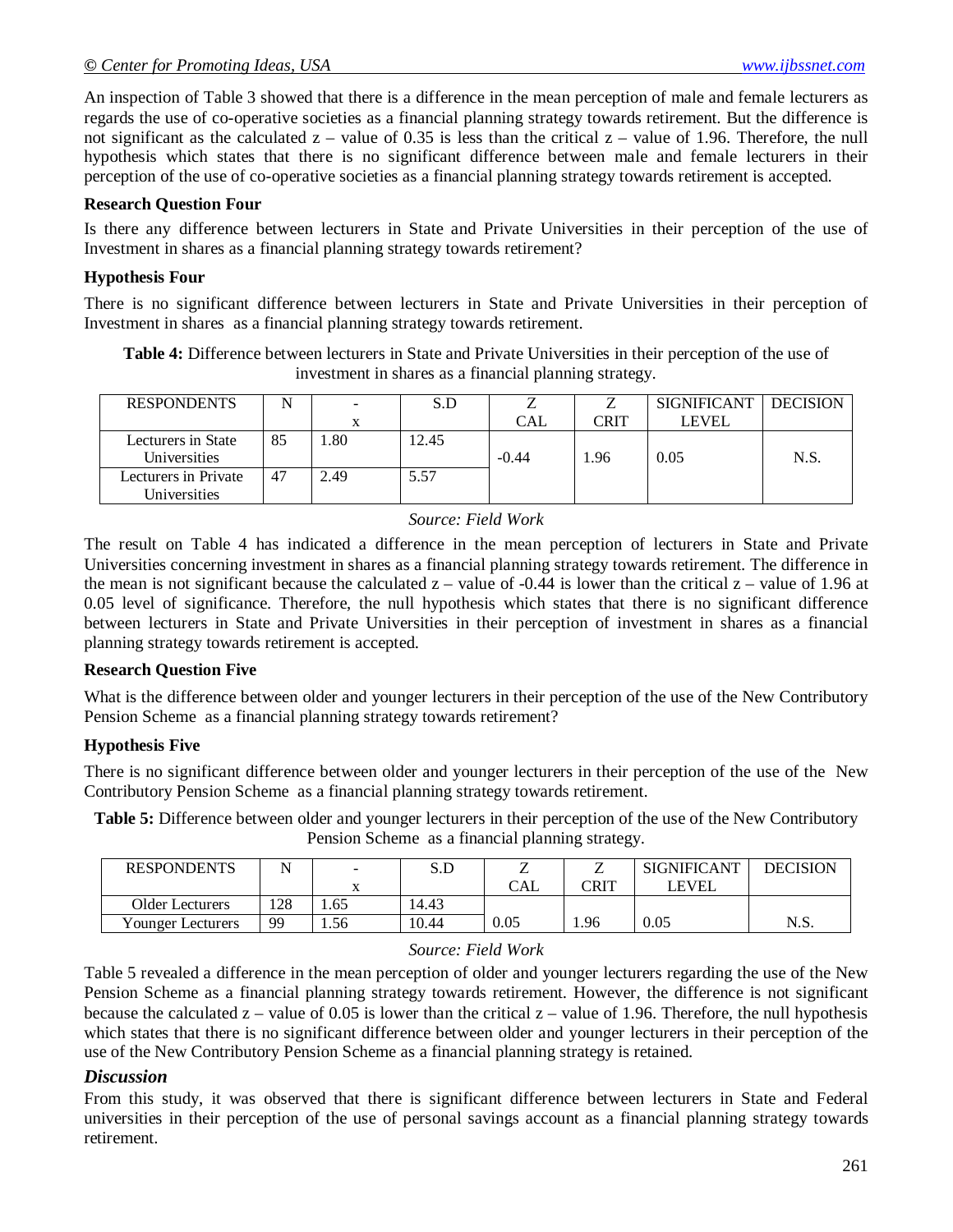An inspection of Table 3 showed that there is a difference in the mean perception of male and female lecturers as regards the use of co-operative societies as a financial planning strategy towards retirement. But the difference is not significant as the calculated z – value of 0.35 is less than the critical z – value of 1.96. Therefore, the null hypothesis which states that there is no significant difference between male and female lecturers in their perception of the use of co-operative societies as a financial planning strategy towards retirement is accepted.

**Research Question Four**

Is there any difference between lecturers in State and Private Universities in their perception of the use of Investment in shares as a financial planning strategy towards retirement?

**Hypothesis Four**

There is no significant difference between lecturers in State and Private Universities in their perception of Investment in shares as a financial planning strategy towards retirement.

**Table 4:** Difference between lecturers in State and Private Universities in their perception of the use of investment in shares as a financial planning strategy.

| RESPONDENTS | N | $\bar{x}$ | S.D | Z CAL | Z CRIT | SIGNIFICANT LEVEL | DECISION |
|---|---|---|---|---|---|---|---|
| Lecturers in State Universities | 85 | 1.80 | 12.45 | -0.44 | 1.96 | 0.05 | N.S. |
| Lecturers in Private Universities | 47 | 2.49 | 5.57 | | | | |

*Source: Field Work*

The result on Table 4 has indicated a difference in the mean perception of lecturers in State and Private Universities concerning investment in shares as a financial planning strategy towards retirement. The difference in the mean is not significant because the calculated z – value of -0.44 is lower than the critical z – value of 1.96 at 0.05 level of significance. Therefore, the null hypothesis which states that there is no significant difference between lecturers in State and Private Universities in their perception of investment in shares as a financial planning strategy towards retirement is accepted.

**Research Question Five**

What is the difference between older and younger lecturers in their perception of the use of the New Contributory Pension Scheme as a financial planning strategy towards retirement?

**Hypothesis Five**

There is no significant difference between older and younger lecturers in their perception of the use of the New Contributory Pension Scheme as a financial planning strategy towards retirement.

**Table 5:** Difference between older and younger lecturers in their perception of the use of the New Contributory Pension Scheme as a financial planning strategy.

| RESPONDENTS | N | $\bar{x}$ | S.D | Z CAL | Z CRIT | SIGNIFICANT LEVEL | DECISION |
|---|---|---|---|---|---|---|---|
| Older Lecturers | 128 | 1.65 | 14.43 | 0.05 | 1.96 | 0.05 | N.S. |
| Younger Lecturers | 99 | 1.56 | 10.44 | | | | |

*Source: Field Work*

Table 5 revealed a difference in the mean perception of older and younger lecturers regarding the use of the New Pension Scheme as a financial planning strategy towards retirement. However, the difference is not significant because the calculated z – value of 0.05 is lower than the critical z – value of 1.96. Therefore, the null hypothesis which states that there is no significant difference between older and younger lecturers in their perception of the use of the New Contributory Pension Scheme as a financial planning strategy is retained.

## *Discussion*

From this study, it was observed that there is significant difference between lecturers in State and Federal universities in their perception of the use of personal savings account as a financial planning strategy towards retirement.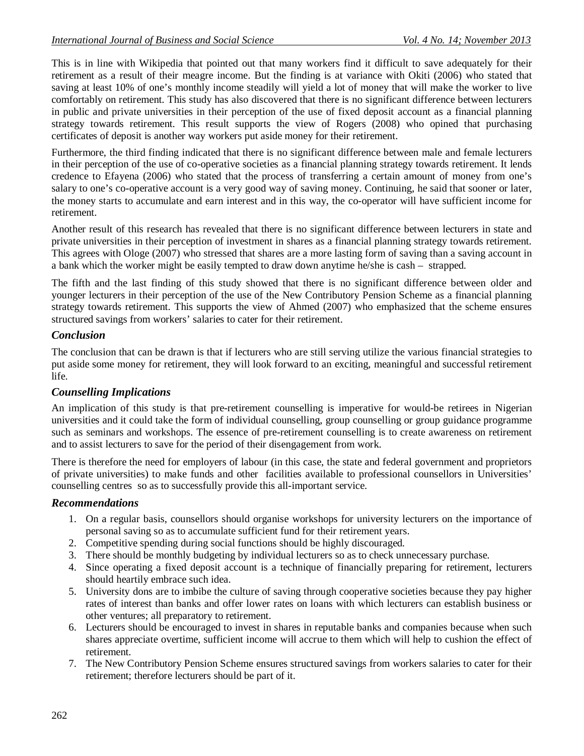This is in line with Wikipedia that pointed out that many workers find it difficult to save adequately for their retirement as a result of their meagre income. But the finding is at variance with Okiti (2006) who stated that saving at least 10% of one's monthly income steadily will yield a lot of money that will make the worker to live comfortably on retirement. This study has also discovered that there is no significant difference between lecturers in public and private universities in their perception of the use of fixed deposit account as a financial planning strategy towards retirement. This result supports the view of Rogers (2008) who opined that purchasing certificates of deposit is another way workers put aside money for their retirement.

Furthermore, the third finding indicated that there is no significant difference between male and female lecturers in their perception of the use of co-operative societies as a financial planning strategy towards retirement. It lends credence to Efayena (2006) who stated that the process of transferring a certain amount of money from one's salary to one's co-operative account is a very good way of saving money. Continuing, he said that sooner or later, the money starts to accumulate and earn interest and in this way, the co-operator will have sufficient income for retirement.

Another result of this research has revealed that there is no significant difference between lecturers in state and private universities in their perception of investment in shares as a financial planning strategy towards retirement. This agrees with Ologe (2007) who stressed that shares are a more lasting form of saving than a saving account in a bank which the worker might be easily tempted to draw down anytime he/she is cash – strapped.

The fifth and the last finding of this study showed that there is no significant difference between older and younger lecturers in their perception of the use of the New Contributory Pension Scheme as a financial planning strategy towards retirement. This supports the view of Ahmed (2007) who emphasized that the scheme ensures structured savings from workers' salaries to cater for their retirement.

### *Conclusion*

The conclusion that can be drawn is that if lecturers who are still serving utilize the various financial strategies to put aside some money for retirement, they will look forward to an exciting, meaningful and successful retirement life.

### *Counselling Implications*

An implication of this study is that pre-retirement counselling is imperative for would-be retirees in Nigerian universities and it could take the form of individual counselling, group counselling or group guidance programme such as seminars and workshops. The essence of pre-retirement counselling is to create awareness on retirement and to assist lecturers to save for the period of their disengagement from work.

There is therefore the need for employers of labour (in this case, the state and federal government and proprietors of private universities) to make funds and other facilities available to professional counsellors in Universities' counselling centres so as to successfully provide this all-important service.

### *Recommendations*

1. On a regular basis, counsellors should organise workshops for university lecturers on the importance of personal saving so as to accumulate sufficient fund for their retirement years.
2. Competitive spending during social functions should be highly discouraged.
3. There should be monthly budgeting by individual lecturers so as to check unnecessary purchase.
4. Since operating a fixed deposit account is a technique of financially preparing for retirement, lecturers should heartily embrace such idea.
5. University dons are to imbibe the culture of saving through cooperative societies because they pay higher rates of interest than banks and offer lower rates on loans with which lecturers can establish business or other ventures; all preparatory to retirement.
6. Lecturers should be encouraged to invest in shares in reputable banks and companies because when such shares appreciate overtime, sufficient income will accrue to them which will help to cushion the effect of retirement.
7. The New Contributory Pension Scheme ensures structured savings from workers salaries to cater for their retirement; therefore lecturers should be part of it.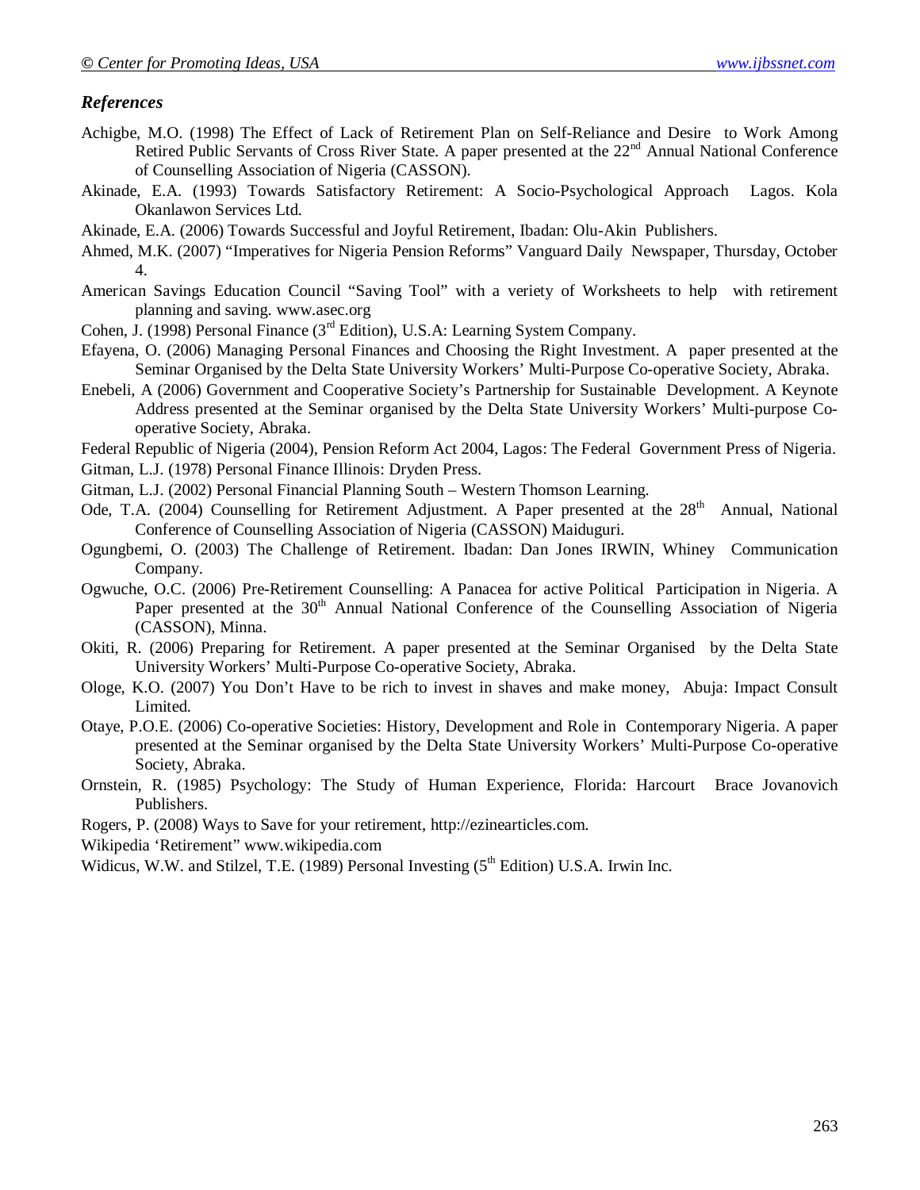### *References*

Achigbe, M.O. (1998) The Effect of Lack of Retirement Plan on Self-Reliance and Desire to Work Among Retired Public Servants of Cross River State. A paper presented at the 22nd Annual National Conference of Counselling Association of Nigeria (CASSON).

Akinade, E.A. (1993) Towards Satisfactory Retirement: A Socio-Psychological Approach Lagos. Kola Okanlawon Services Ltd.

Akinade, E.A. (2006) Towards Successful and Joyful Retirement, Ibadan: Olu-Akin Publishers.

Ahmed, M.K. (2007) "Imperatives for Nigeria Pension Reforms" Vanguard Daily Newspaper, Thursday, October 4.

American Savings Education Council "Saving Tool" with a veriety of Worksheets to help with retirement planning and saving. www.asec.org

Cohen, J. (1998) Personal Finance (3rd Edition), U.S.A: Learning System Company.

Efayena, O. (2006) Managing Personal Finances and Choosing the Right Investment. A paper presented at the Seminar Organised by the Delta State University Workers' Multi-Purpose Co-operative Society, Abraka.

Enebeli, A (2006) Government and Cooperative Society's Partnership for Sustainable Development. A Keynote Address presented at the Seminar organised by the Delta State University Workers' Multi-purpose Co-operative Society, Abraka.

Federal Republic of Nigeria (2004), Pension Reform Act 2004, Lagos: The Federal Government Press of Nigeria.

Gitman, L.J. (1978) Personal Finance Illinois: Dryden Press.

Gitman, L.J. (2002) Personal Financial Planning South – Western Thomson Learning.

Ode, T.A. (2004) Counselling for Retirement Adjustment. A Paper presented at the 28th Annual, National Conference of Counselling Association of Nigeria (CASSON) Maiduguri.

Ogungbemi, O. (2003) The Challenge of Retirement. Ibadan: Dan Jones IRWIN, Whiney Communication Company.

Ogwuche, O.C. (2006) Pre-Retirement Counselling: A Panacea for active Political Participation in Nigeria. A Paper presented at the 30th Annual National Conference of the Counselling Association of Nigeria (CASSON), Minna.

Okiti, R. (2006) Preparing for Retirement. A paper presented at the Seminar Organised by the Delta State University Workers' Multi-Purpose Co-operative Society, Abraka.

Ologe, K.O. (2007) You Don't Have to be rich to invest in shaves and make money, Abuja: Impact Consult Limited.

Otaye, P.O.E. (2006) Co-operative Societies: History, Development and Role in Contemporary Nigeria. A paper presented at the Seminar organised by the Delta State University Workers' Multi-Purpose Co-operative Society, Abraka.

Ornstein, R. (1985) Psychology: The Study of Human Experience, Florida: Harcourt Brace Jovanovich Publishers.

Rogers, P. (2008) Ways to Save for your retirement, http://ezinearticles.com.

Wikipedia 'Retirement" www.wikipedia.com

Widicus, W.W. and Stilzel, T.E. (1989) Personal Investing (5th Edition) U.S.A. Irwin Inc.